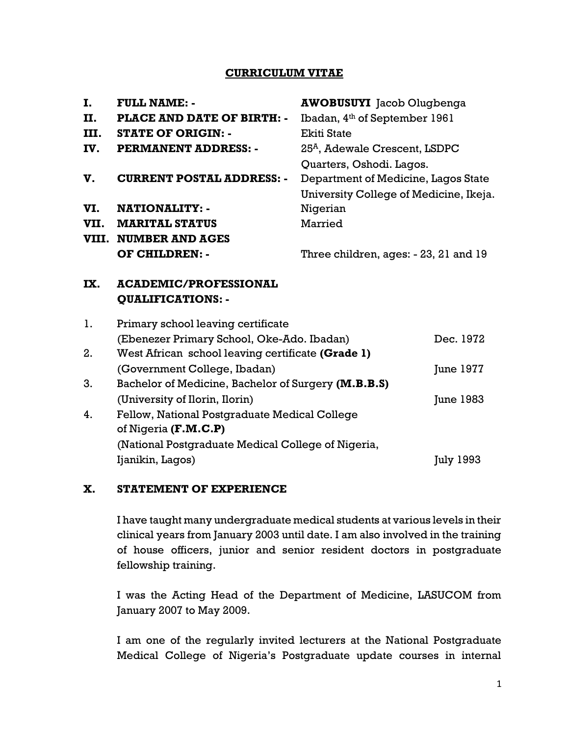# CURRICULUM VITAE

| | | |
|---|---|---|
| **I.** | **FULL NAME: -** | **AWOBUSUYI** Jacob Olugbenga |
| **II.** | **PLACE AND DATE OF BIRTH: -** | Ibadan, 4th of September 1961 |
| **III.** | **STATE OF ORIGIN: -** | Ekiti State |
| **IV.** | **PERMANENT ADDRESS: -** | 25A, Adewale Crescent, LSDPC Quarters, Oshodi. Lagos. |
| **V.** | **CURRENT POSTAL ADDRESS: -** | Department of Medicine, Lagos State University College of Medicine, Ikeja. |
| **VI.** | **NATIONALITY: -** | Nigerian |
| **VII.** | **MARITAL STATUS** | Married |
| **VIII.** | **NUMBER AND AGES OF CHILDREN: -** | Three children, ages: - 23, 21 and 19 |

## IX. ACADEMIC/PROFESSIONAL QUALIFICATIONS: -

| | | |
|---|---|---|
| 1. | Primary school leaving certificate (Ebenezer Primary School, Oke-Ado. Ibadan) | Dec. 1972 |
| 2. | West African school leaving certificate **(Grade 1)** (Government College, Ibadan) | June 1977 |
| 3. | Bachelor of Medicine, Bachelor of Surgery **(M.B.B.S)** (University of Ilorin, Ilorin) | June 1983 |
| 4. | Fellow, National Postgraduate Medical College of Nigeria **(F.M.C.P)** (National Postgraduate Medical College of Nigeria, Ijanikin, Lagos) | July 1993 |

## X. STATEMENT OF EXPERIENCE

I have taught many undergraduate medical students at various levels in their clinical years from January 2003 until date. I am also involved in the training of house officers, junior and senior resident doctors in postgraduate fellowship training.

I was the Acting Head of the Department of Medicine, LASUCOM from January 2007 to May 2009.

I am one of the regularly invited lecturers at the National Postgraduate Medical College of Nigeria's Postgraduate update courses in internal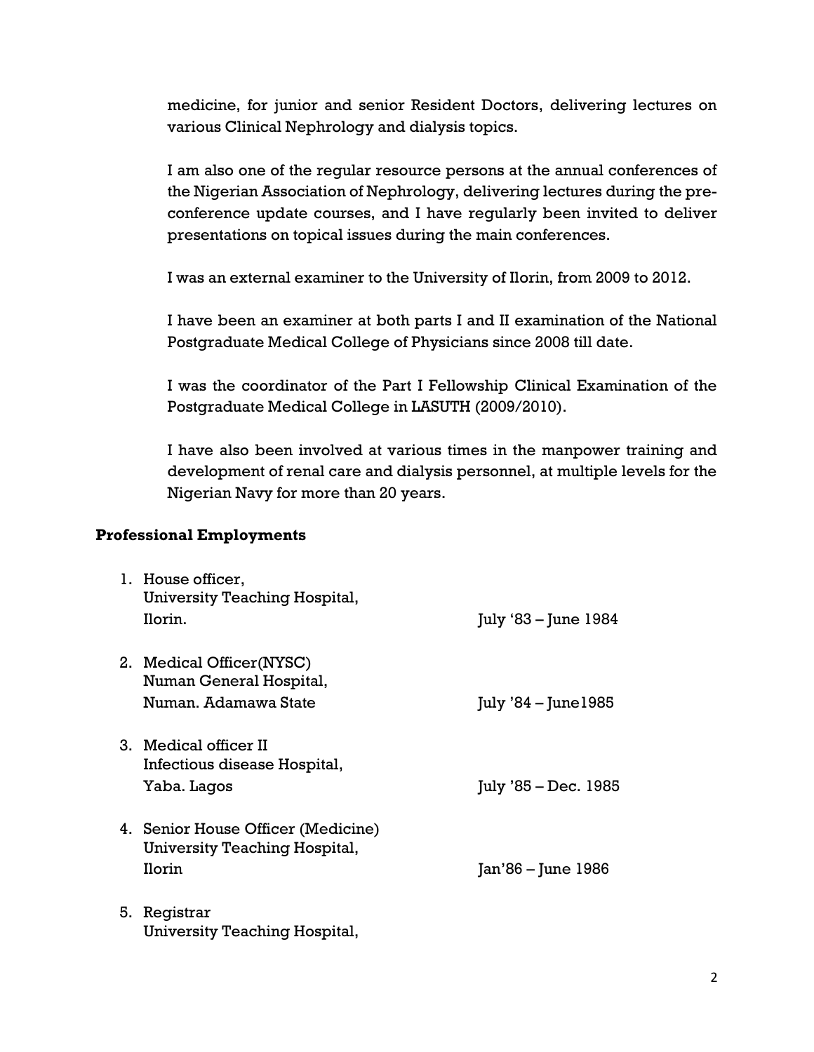medicine, for junior and senior Resident Doctors, delivering lectures on various Clinical Nephrology and dialysis topics.

I am also one of the regular resource persons at the annual conferences of the Nigerian Association of Nephrology, delivering lectures during the pre-conference update courses, and I have regularly been invited to deliver presentations on topical issues during the main conferences.

I was an external examiner to the University of Ilorin, from 2009 to 2012.

I have been an examiner at both parts I and II examination of the National Postgraduate Medical College of Physicians since 2008 till date.

I was the coordinator of the Part I Fellowship Clinical Examination of the Postgraduate Medical College in LASUTH (2009/2010).

I have also been involved at various times in the manpower training and development of renal care and dialysis personnel, at multiple levels for the Nigerian Navy for more than 20 years.

**Professional Employments**

1. House officer,
   University Teaching Hospital,
   Ilorin. — July '83 – June 1984

2. Medical Officer(NYSC)
   Numan General Hospital,
   Numan. Adamawa State — July '84 – June1985

3. Medical officer II
   Infectious disease Hospital,
   Yaba. Lagos — July '85 – Dec. 1985

4. Senior House Officer (Medicine)
   University Teaching Hospital,
   Ilorin — Jan'86 – June 1986

5. Registrar
   University Teaching Hospital,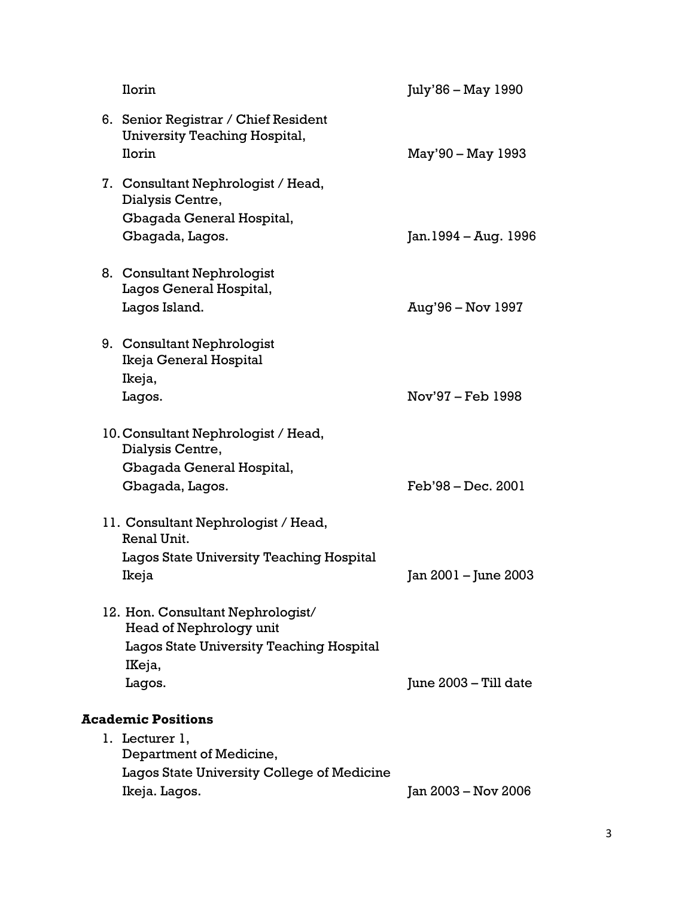Ilorin — July'86 – May 1990

6. Senior Registrar / Chief Resident
   University Teaching Hospital,
   Ilorin — May'90 – May 1993

7. Consultant Nephrologist / Head,
   Dialysis Centre,
   Gbagada General Hospital,
   Gbagada, Lagos. — Jan.1994 – Aug. 1996

8. Consultant Nephrologist
   Lagos General Hospital,
   Lagos Island. — Aug'96 – Nov 1997

9. Consultant Nephrologist
   Ikeja General Hospital
   Ikeja,
   Lagos. — Nov'97 – Feb 1998

10. Consultant Nephrologist / Head,
    Dialysis Centre,
    Gbagada General Hospital,
    Gbagada, Lagos. — Feb'98 – Dec. 2001

11. Consultant Nephrologist / Head,
    Renal Unit.
    Lagos State University Teaching Hospital
    Ikeja — Jan 2001 – June 2003

12. Hon. Consultant Nephrologist/
    Head of Nephrology unit
    Lagos State University Teaching Hospital
    IKeja,
    Lagos. — June 2003 – Till date

**Academic Positions**

1. Lecturer 1,
   Department of Medicine,
   Lagos State University College of Medicine
   Ikeja. Lagos. — Jan 2003 – Nov 2006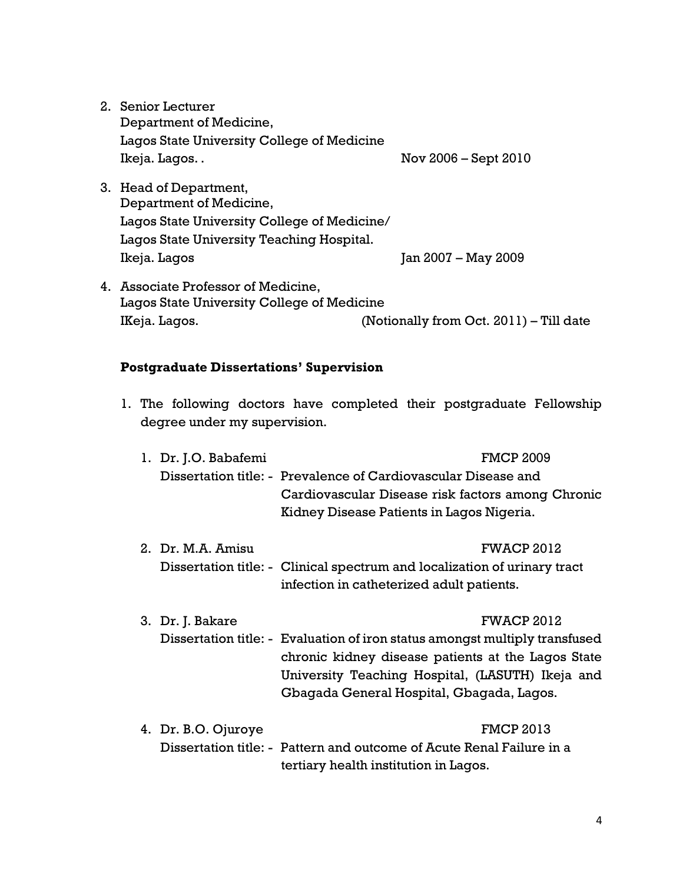2. Senior Lecturer
   Department of Medicine,
   Lagos State University College of Medicine
   Ikeja. Lagos. . Nov 2006 – Sept 2010

3. Head of Department,
   Department of Medicine,
   Lagos State University College of Medicine/
   Lagos State University Teaching Hospital.
   Ikeja. Lagos Jan 2007 – May 2009

4. Associate Professor of Medicine,
   Lagos State University College of Medicine
   IKeja. Lagos. (Notionally from Oct. 2011) – Till date

**Postgraduate Dissertations' Supervision**

1. The following doctors have completed their postgraduate Fellowship degree under my supervision.

   1. Dr. J.O. Babafemi FMCP 2009
      Dissertation title: - Prevalence of Cardiovascular Disease and Cardiovascular Disease risk factors among Chronic Kidney Disease Patients in Lagos Nigeria.

   2. Dr. M.A. Amisu FWACP 2012
      Dissertation title: - Clinical spectrum and localization of urinary tract infection in catheterized adult patients.

   3. Dr. J. Bakare FWACP 2012
      Dissertation title: - Evaluation of iron status amongst multiply transfused chronic kidney disease patients at the Lagos State University Teaching Hospital, (LASUTH) Ikeja and Gbagada General Hospital, Gbagada, Lagos.

   4. Dr. B.O. Ojuroye FMCP 2013
      Dissertation title: - Pattern and outcome of Acute Renal Failure in a tertiary health institution in Lagos.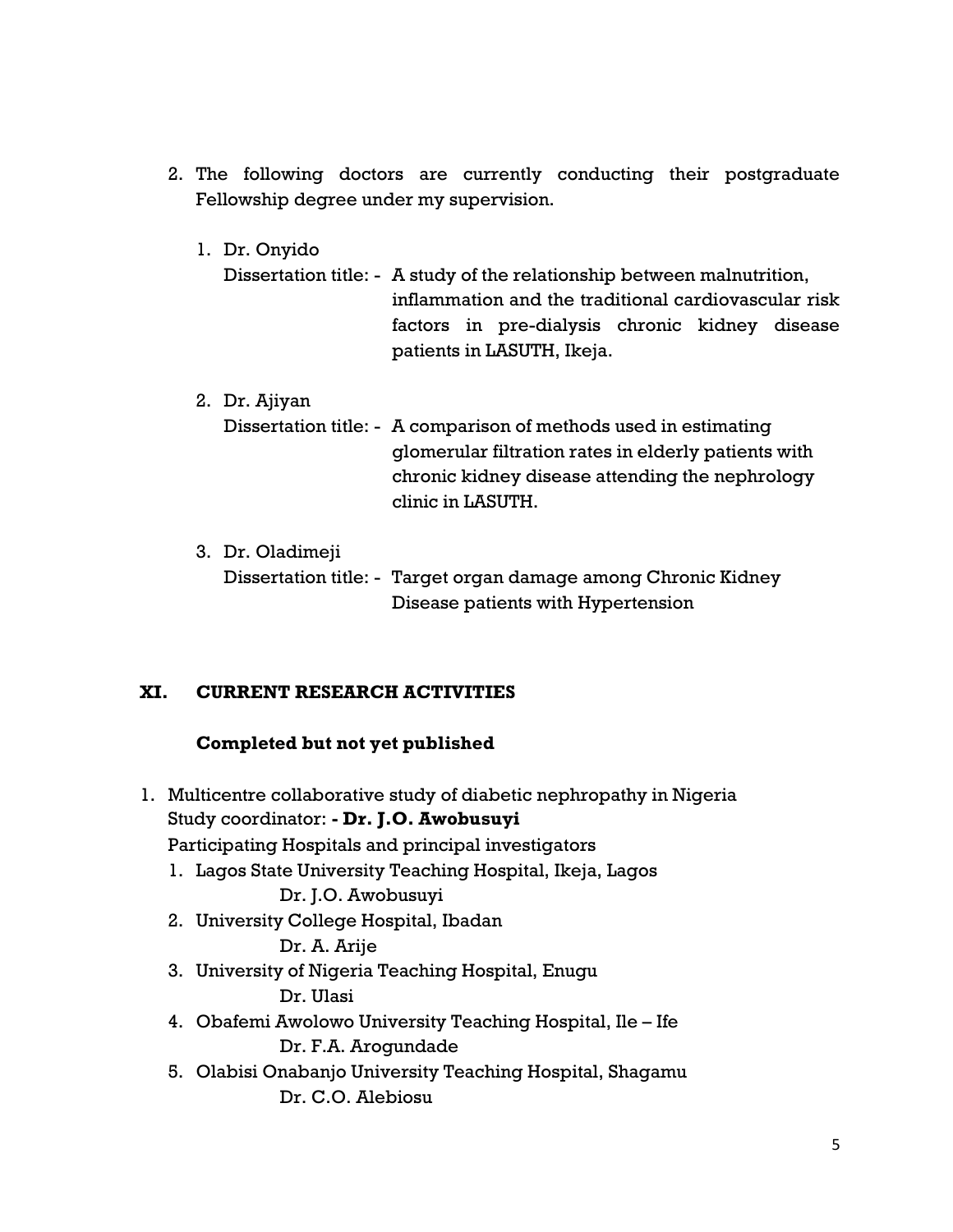2. The following doctors are currently conducting their postgraduate Fellowship degree under my supervision.

    1. Dr. Onyido
       Dissertation title: - A study of the relationship between malnutrition, inflammation and the traditional cardiovascular risk factors in pre-dialysis chronic kidney disease patients in LASUTH, Ikeja.

    2. Dr. Ajiyan
       Dissertation title: - A comparison of methods used in estimating glomerular filtration rates in elderly patients with chronic kidney disease attending the nephrology clinic in LASUTH.

    3. Dr. Oladimeji
       Dissertation title: - Target organ damage among Chronic Kidney Disease patients with Hypertension

## XI. CURRENT RESEARCH ACTIVITIES

### Completed but not yet published

1. Multicentre collaborative study of diabetic nephropathy in Nigeria
   Study coordinator: **- Dr. J.O. Awobusuyi**
   Participating Hospitals and principal investigators
    1. Lagos State University Teaching Hospital, Ikeja, Lagos
       Dr. J.O. Awobusuyi
    2. University College Hospital, Ibadan
       Dr. A. Arije
    3. University of Nigeria Teaching Hospital, Enugu
       Dr. Ulasi
    4. Obafemi Awolowo University Teaching Hospital, Ile – Ife
       Dr. F.A. Arogundade
    5. Olabisi Onabanjo University Teaching Hospital, Shagamu
       Dr. C.O. Alebiosu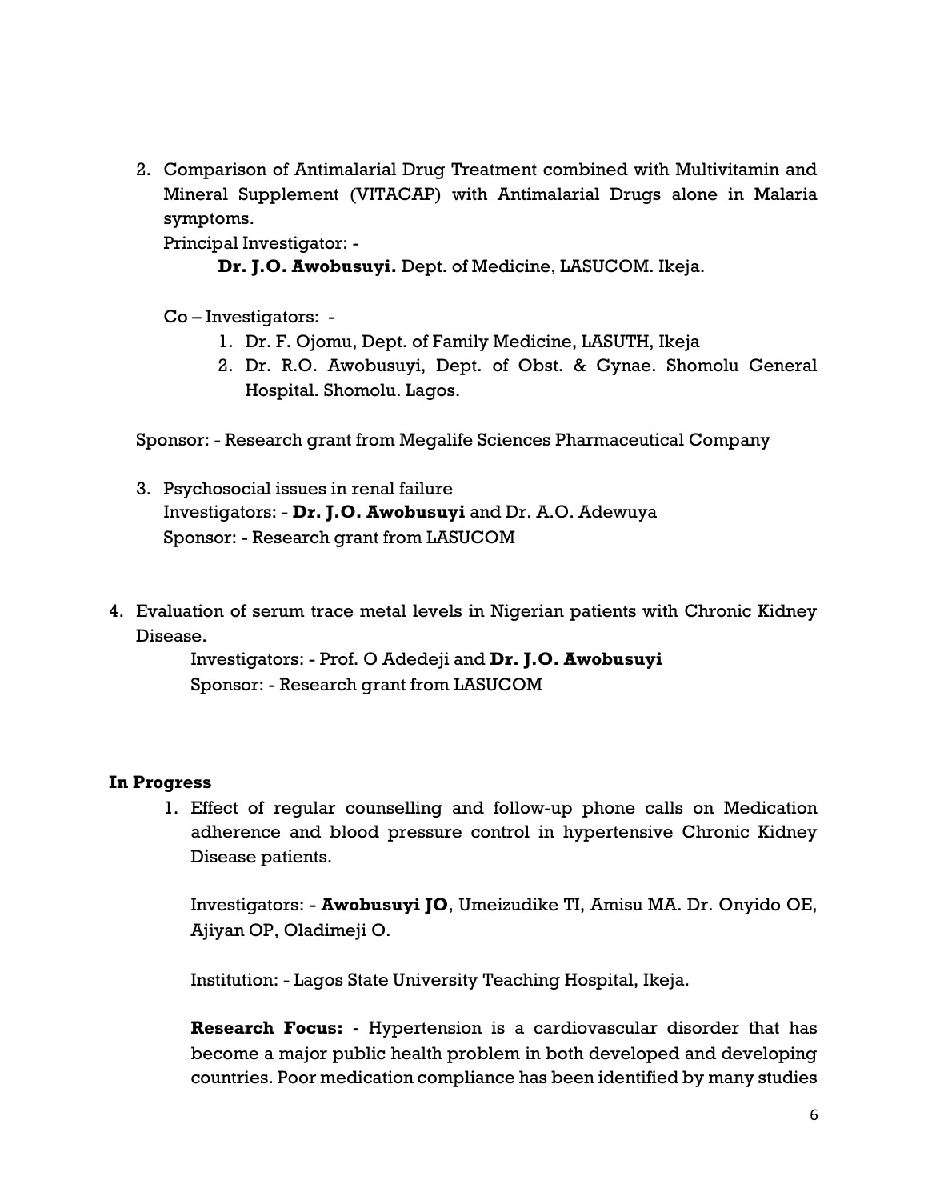2. Comparison of Antimalarial Drug Treatment combined with Multivitamin and Mineral Supplement (VITACAP) with Antimalarial Drugs alone in Malaria symptoms.

   Principal Investigator: -

   **Dr. J.O. Awobusuyi.** Dept. of Medicine, LASUCOM. Ikeja.

   Co – Investigators: -

   1. Dr. F. Ojomu, Dept. of Family Medicine, LASUTH, Ikeja
   2. Dr. R.O. Awobusuyi, Dept. of Obst. & Gynae. Shomolu General Hospital. Shomolu. Lagos.

   Sponsor: - Research grant from Megalife Sciences Pharmaceutical Company

3. Psychosocial issues in renal failure

   Investigators: - **Dr. J.O. Awobusuyi** and Dr. A.O. Adewuya

   Sponsor: - Research grant from LASUCOM

4. Evaluation of serum trace metal levels in Nigerian patients with Chronic Kidney Disease.

   Investigators: - Prof. O Adedeji and **Dr. J.O. Awobusuyi**

   Sponsor: - Research grant from LASUCOM

**In Progress**

1. Effect of regular counselling and follow-up phone calls on Medication adherence and blood pressure control in hypertensive Chronic Kidney Disease patients.

   Investigators: - **Awobusuyi JO**, Umeizudike TI, Amisu MA. Dr. Onyido OE, Ajiyan OP, Oladimeji O.

   Institution: - Lagos State University Teaching Hospital, Ikeja.

   **Research Focus: -** Hypertension is a cardiovascular disorder that has become a major public health problem in both developed and developing countries. Poor medication compliance has been identified by many studies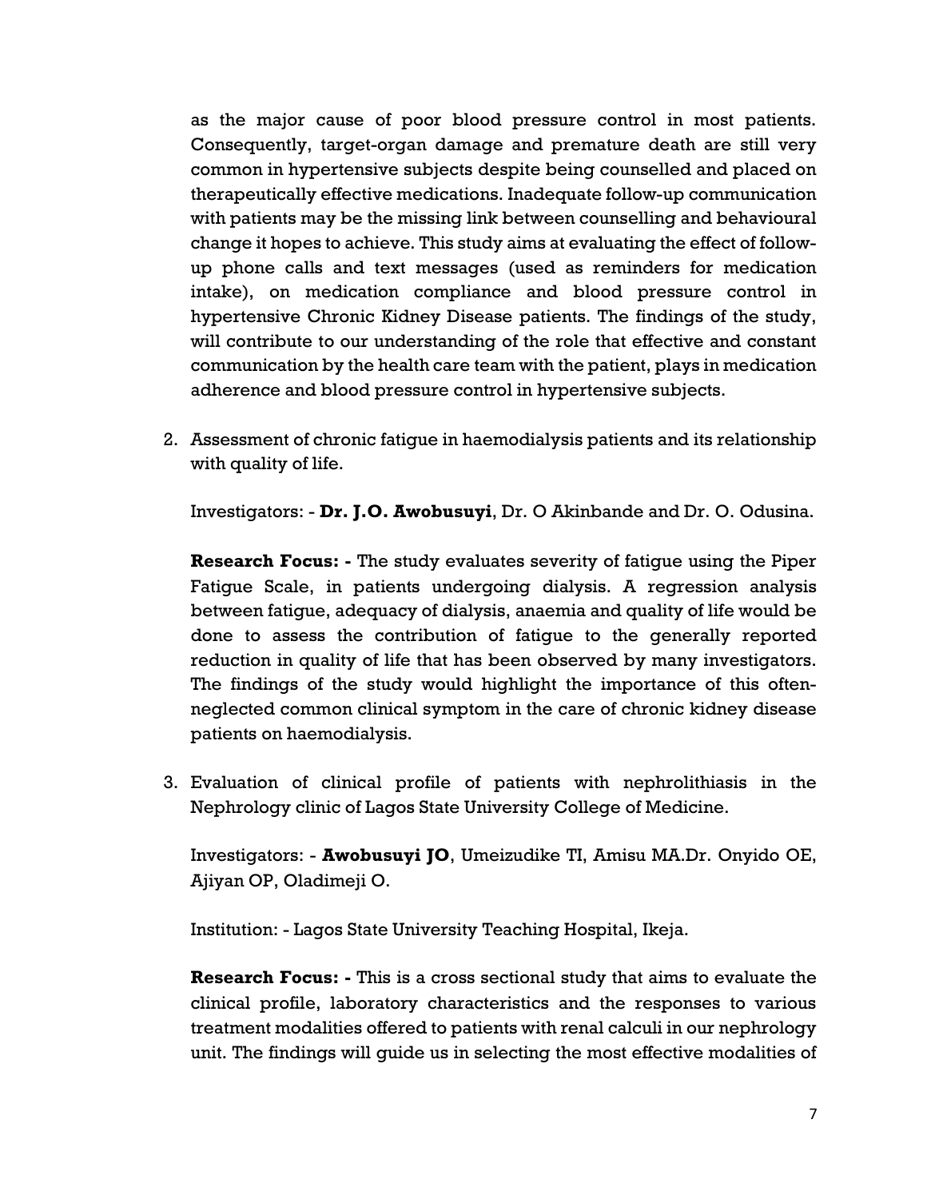as the major cause of poor blood pressure control in most patients. Consequently, target-organ damage and premature death are still very common in hypertensive subjects despite being counselled and placed on therapeutically effective medications. Inadequate follow-up communication with patients may be the missing link between counselling and behavioural change it hopes to achieve. This study aims at evaluating the effect of follow-up phone calls and text messages (used as reminders for medication intake), on medication compliance and blood pressure control in hypertensive Chronic Kidney Disease patients. The findings of the study, will contribute to our understanding of the role that effective and constant communication by the health care team with the patient, plays in medication adherence and blood pressure control in hypertensive subjects.

2. Assessment of chronic fatigue in haemodialysis patients and its relationship with quality of life.

   Investigators: - **Dr. J.O. Awobusuyi**, Dr. O Akinbande and Dr. O. Odusina.

   **Research Focus: -** The study evaluates severity of fatigue using the Piper Fatigue Scale, in patients undergoing dialysis. A regression analysis between fatigue, adequacy of dialysis, anaemia and quality of life would be done to assess the contribution of fatigue to the generally reported reduction in quality of life that has been observed by many investigators. The findings of the study would highlight the importance of this often-neglected common clinical symptom in the care of chronic kidney disease patients on haemodialysis.

3. Evaluation of clinical profile of patients with nephrolithiasis in the Nephrology clinic of Lagos State University College of Medicine.

   Investigators: - **Awobusuyi JO**, Umeizudike TI, Amisu MA.Dr. Onyido OE, Ajiyan OP, Oladimeji O.

   Institution: - Lagos State University Teaching Hospital, Ikeja.

   **Research Focus: -** This is a cross sectional study that aims to evaluate the clinical profile, laboratory characteristics and the responses to various treatment modalities offered to patients with renal calculi in our nephrology unit. The findings will guide us in selecting the most effective modalities of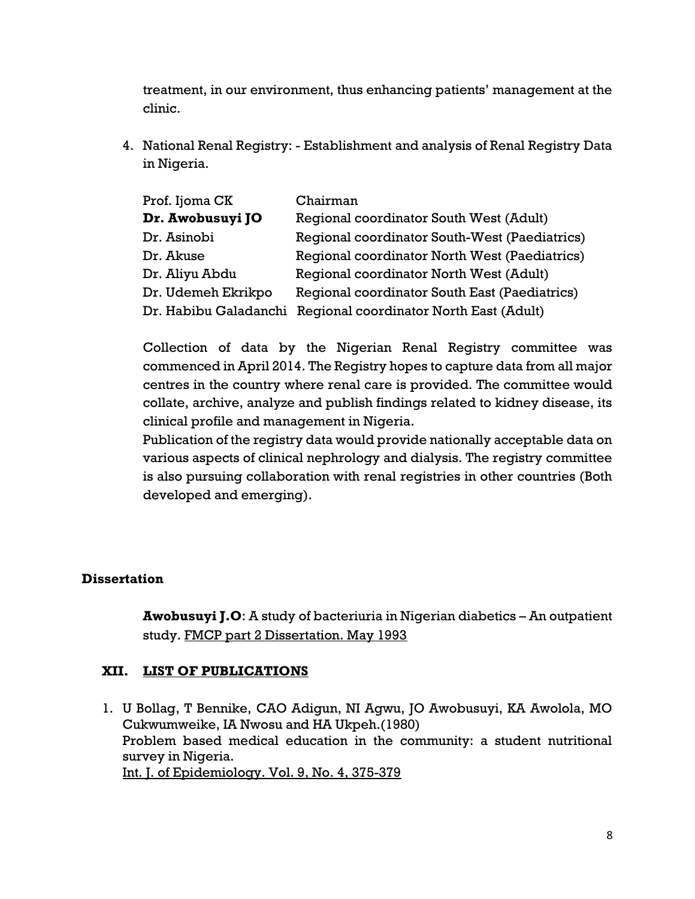treatment, in our environment, thus enhancing patients' management at the clinic.

4. National Renal Registry: - Establishment and analysis of Renal Registry Data in Nigeria.

| | |
|---|---|
| Prof. Ijoma CK | Chairman |
| **Dr. Awobusuyi JO** | Regional coordinator South West (Adult) |
| Dr. Asinobi | Regional coordinator South-West (Paediatrics) |
| Dr. Akuse | Regional coordinator North West (Paediatrics) |
| Dr. Aliyu Abdu | Regional coordinator North West (Adult) |
| Dr. Udemeh Ekrikpo | Regional coordinator South East (Paediatrics) |
| Dr. Habibu Galadanchi | Regional coordinator North East (Adult) |

Collection of data by the Nigerian Renal Registry committee was commenced in April 2014. The Registry hopes to capture data from all major centres in the country where renal care is provided. The committee would collate, archive, analyze and publish findings related to kidney disease, its clinical profile and management in Nigeria.

Publication of the registry data would provide nationally acceptable data on various aspects of clinical nephrology and dialysis. The registry committee is also pursuing collaboration with renal registries in other countries (Both developed and emerging).

**Dissertation**

**Awobusuyi J.O**: A study of bacteriuria in Nigerian diabetics – An outpatient study. FMCP part 2 Dissertation. May 1993

## XII. LIST OF PUBLICATIONS

1. U Bollag, T Bennike, CAO Adigun, NI Agwu, JO Awobusuyi, KA Awolola, MO Cukwumweike, IA Nwosu and HA Ukpeh.(1980)
   Problem based medical education in the community: a student nutritional survey in Nigeria.
   Int. J. of Epidemiology. Vol. 9, No. 4, 375-379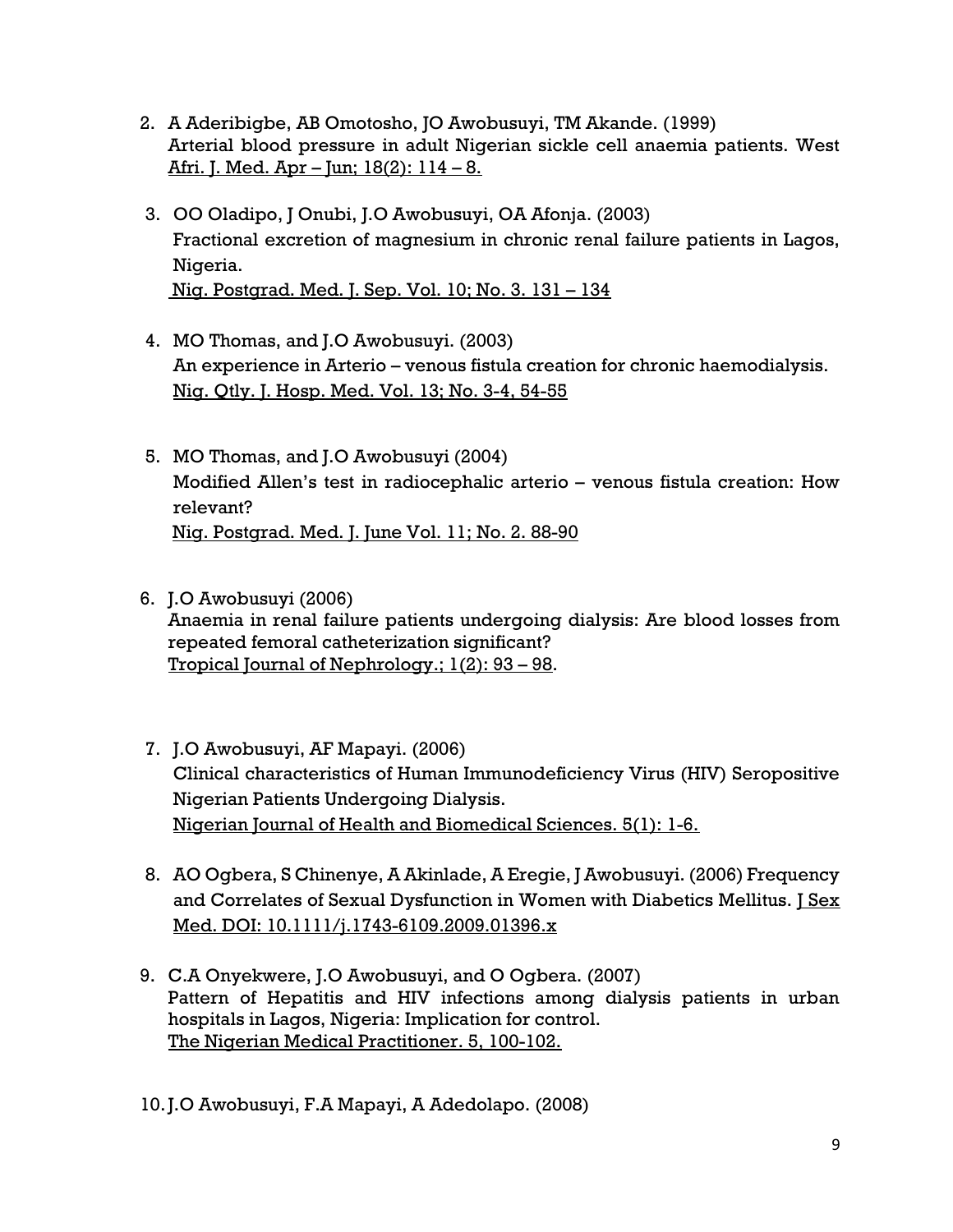2. A Aderibigbe, AB Omotosho, JO Awobusuyi, TM Akande. (1999)
   Arterial blood pressure in adult Nigerian sickle cell anaemia patients. West Afri. J. Med. Apr – Jun; 18(2): 114 – 8.

3. OO Oladipo, J Onubi, J.O Awobusuyi, OA Afonja. (2003)
   Fractional excretion of magnesium in chronic renal failure patients in Lagos, Nigeria.
   Nig. Postgrad. Med. J. Sep. Vol. 10; No. 3. 131 – 134

4. MO Thomas, and J.O Awobusuyi. (2003)
   An experience in Arterio – venous fistula creation for chronic haemodialysis.
   Nig. Qtly. J. Hosp. Med. Vol. 13; No. 3-4, 54-55

5. MO Thomas, and J.O Awobusuyi (2004)
   Modified Allen's test in radiocephalic arterio – venous fistula creation: How relevant?
   Nig. Postgrad. Med. J. June Vol. 11; No. 2. 88-90

6. J.O Awobusuyi (2006)
   Anaemia in renal failure patients undergoing dialysis: Are blood losses from repeated femoral catheterization significant?
   Tropical Journal of Nephrology.; 1(2): 93 – 98.

7. J.O Awobusuyi, AF Mapayi. (2006)
   Clinical characteristics of Human Immunodeficiency Virus (HIV) Seropositive Nigerian Patients Undergoing Dialysis.
   Nigerian Journal of Health and Biomedical Sciences. 5(1): 1-6.

8. AO Ogbera, S Chinenye, A Akinlade, A Eregie, J Awobusuyi. (2006) Frequency and Correlates of Sexual Dysfunction in Women with Diabetics Mellitus. J Sex Med. DOI: 10.1111/j.1743-6109.2009.01396.x

9. C.A Onyekwere, J.O Awobusuyi, and O Ogbera. (2007)
   Pattern of Hepatitis and HIV infections among dialysis patients in urban hospitals in Lagos, Nigeria: Implication for control.
   The Nigerian Medical Practitioner. 5, 100-102.

10. J.O Awobusuyi, F.A Mapayi, A Adedolapo. (2008)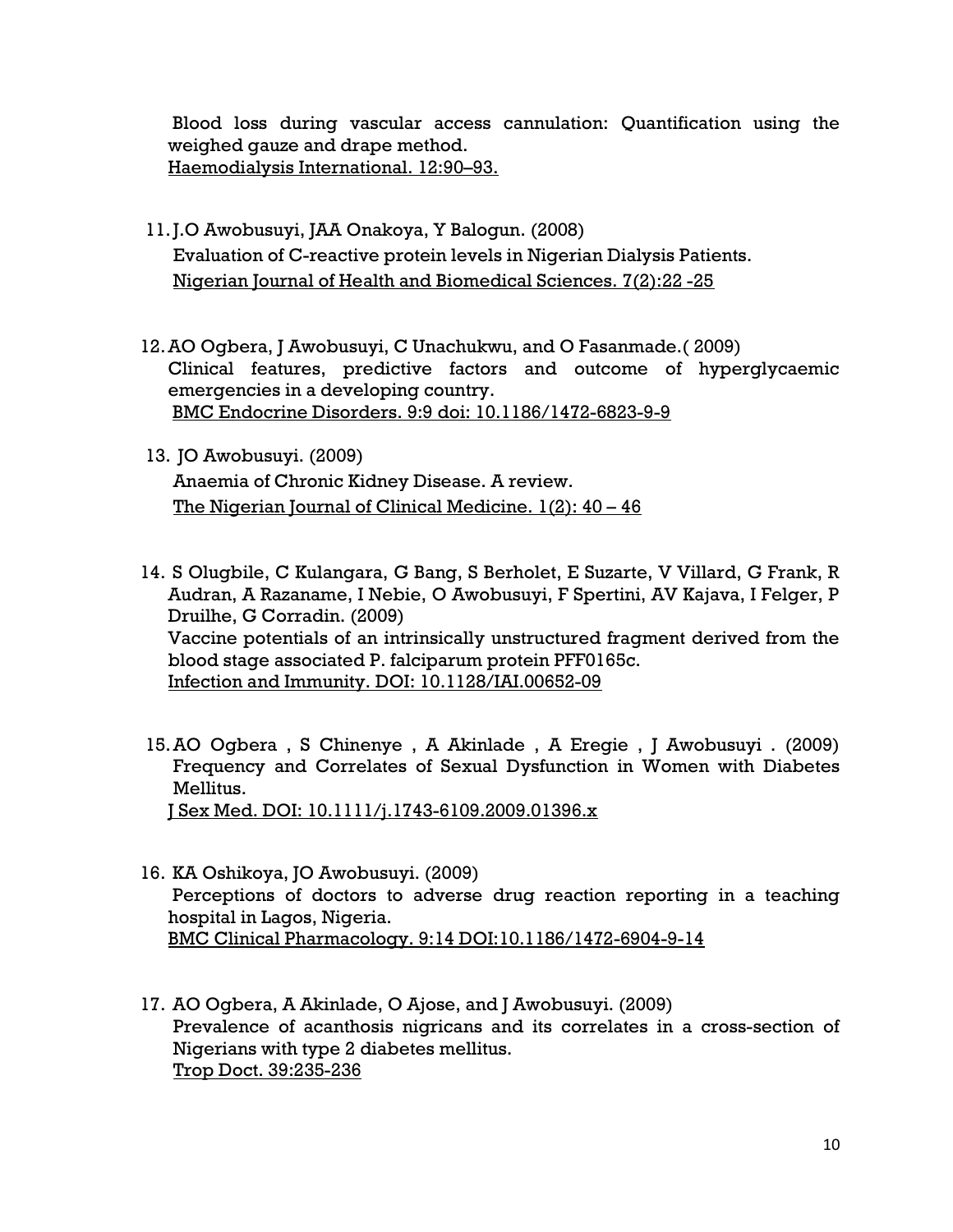Blood loss during vascular access cannulation: Quantification using the weighed gauze and drape method.
Haemodialysis International. 12:90–93.

11. J.O Awobusuyi, JAA Onakoya, Y Balogun. (2008)
Evaluation of C-reactive protein levels in Nigerian Dialysis Patients.
Nigerian Journal of Health and Biomedical Sciences. 7(2):22 -25

12. AO Ogbera, J Awobusuyi, C Unachukwu, and O Fasanmade.( 2009)
Clinical features, predictive factors and outcome of hyperglycaemic emergencies in a developing country.
BMC Endocrine Disorders. 9:9 doi: 10.1186/1472-6823-9-9

13. JO Awobusuyi. (2009)
Anaemia of Chronic Kidney Disease. A review.
The Nigerian Journal of Clinical Medicine. 1(2): 40 – 46

14. S Olugbile, C Kulangara, G Bang, S Berholet, E Suzarte, V Villard, G Frank, R Audran, A Razaname, I Nebie, O Awobusuyi, F Spertini, AV Kajava, I Felger, P Druilhe, G Corradin. (2009)
Vaccine potentials of an intrinsically unstructured fragment derived from the blood stage associated P. falciparum protein PFF0165c.
Infection and Immunity. DOI: 10.1128/IAI.00652-09

15. AO Ogbera , S Chinenye , A Akinlade , A Eregie , J Awobusuyi . (2009)
Frequency and Correlates of Sexual Dysfunction in Women with Diabetes Mellitus.
J Sex Med. DOI: 10.1111/j.1743-6109.2009.01396.x

16. KA Oshikoya, JO Awobusuyi. (2009)
Perceptions of doctors to adverse drug reaction reporting in a teaching hospital in Lagos, Nigeria.
BMC Clinical Pharmacology. 9:14 DOI:10.1186/1472-6904-9-14

17. AO Ogbera, A Akinlade, O Ajose, and J Awobusuyi. (2009)
Prevalence of acanthosis nigricans and its correlates in a cross-section of Nigerians with type 2 diabetes mellitus.
Trop Doct. 39:235-236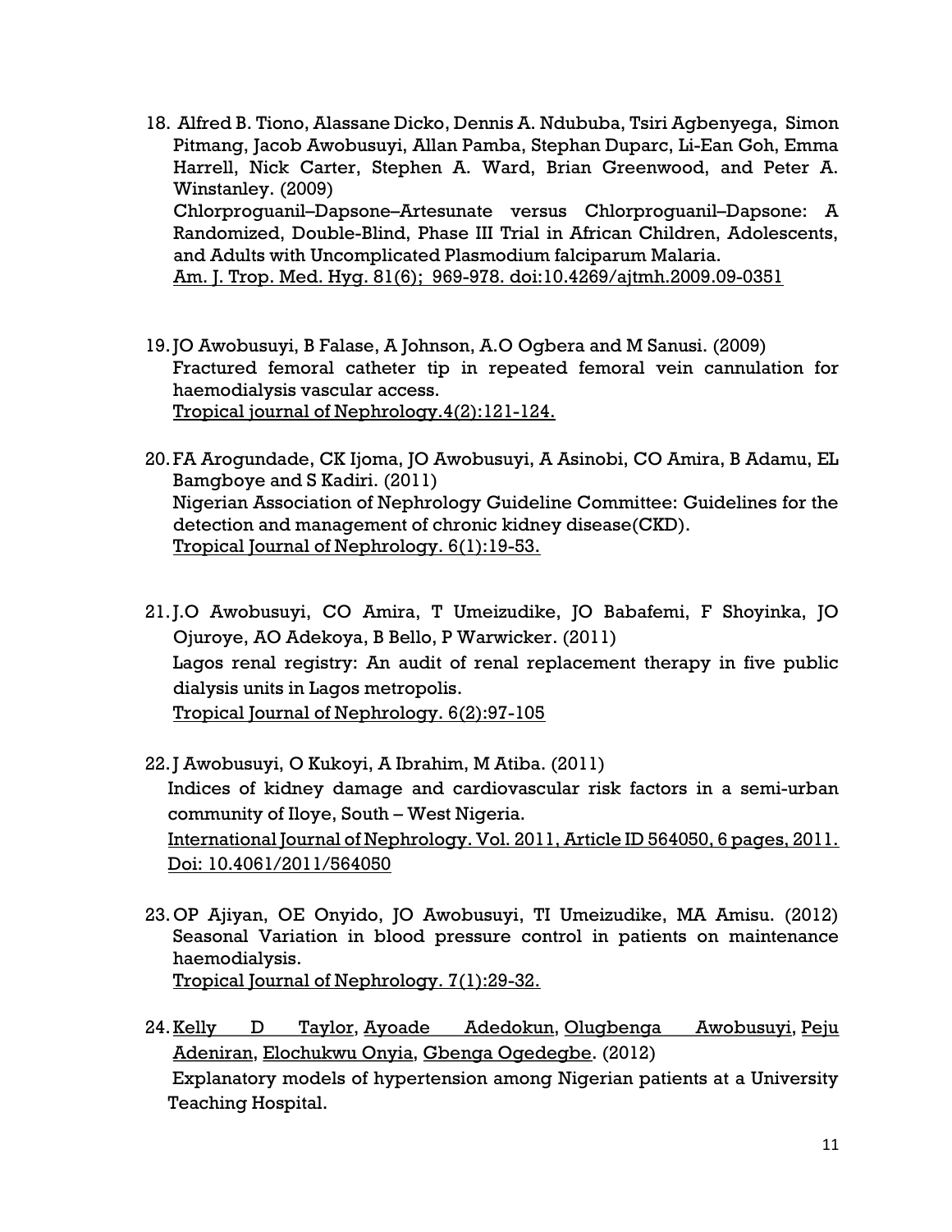18. Alfred B. Tiono, Alassane Dicko, Dennis A. Ndububa, Tsiri Agbenyega, Simon Pitmang, Jacob Awobusuyi, Allan Pamba, Stephan Duparc, Li-Ean Goh, Emma Harrell, Nick Carter, Stephen A. Ward, Brian Greenwood, and Peter A. Winstanley. (2009)
    Chlorproguanil–Dapsone–Artesunate versus Chlorproguanil–Dapsone: A Randomized, Double-Blind, Phase III Trial in African Children, Adolescents, and Adults with Uncomplicated Plasmodium falciparum Malaria.
    Am. J. Trop. Med. Hyg. 81(6); 969-978. doi:10.4269/ajtmh.2009.09-0351

19. JO Awobusuyi, B Falase, A Johnson, A.O Ogbera and M Sanusi. (2009)
    Fractured femoral catheter tip in repeated femoral vein cannulation for haemodialysis vascular access.
    Tropical journal of Nephrology.4(2):121-124.

20. FA Arogundade, CK Ijoma, JO Awobusuyi, A Asinobi, CO Amira, B Adamu, EL Bamgboye and S Kadiri. (2011)
    Nigerian Association of Nephrology Guideline Committee: Guidelines for the detection and management of chronic kidney disease(CKD).
    Tropical Journal of Nephrology. 6(1):19-53.

21. J.O Awobusuyi, CO Amira, T Umeizudike, JO Babafemi, F Shoyinka, JO Ojuroye, AO Adekoya, B Bello, P Warwicker. (2011)
    Lagos renal registry: An audit of renal replacement therapy in five public dialysis units in Lagos metropolis.
    Tropical Journal of Nephrology. 6(2):97-105

22. J Awobusuyi, O Kukoyi, A Ibrahim, M Atiba. (2011)
    Indices of kidney damage and cardiovascular risk factors in a semi-urban community of Iloye, South – West Nigeria.
    International Journal of Nephrology. Vol. 2011, Article ID 564050, 6 pages, 2011. Doi: 10.4061/2011/564050

23. OP Ajiyan, OE Onyido, JO Awobusuyi, TI Umeizudike, MA Amisu. (2012)
    Seasonal Variation in blood pressure control in patients on maintenance haemodialysis.
    Tropical Journal of Nephrology. 7(1):29-32.

24. Kelly D Taylor, Ayoade Adedokun, Olugbenga Awobusuyi, Peju Adeniran, Elochukwu Onyia, Gbenga Ogedegbe. (2012)
    Explanatory models of hypertension among Nigerian patients at a University Teaching Hospital.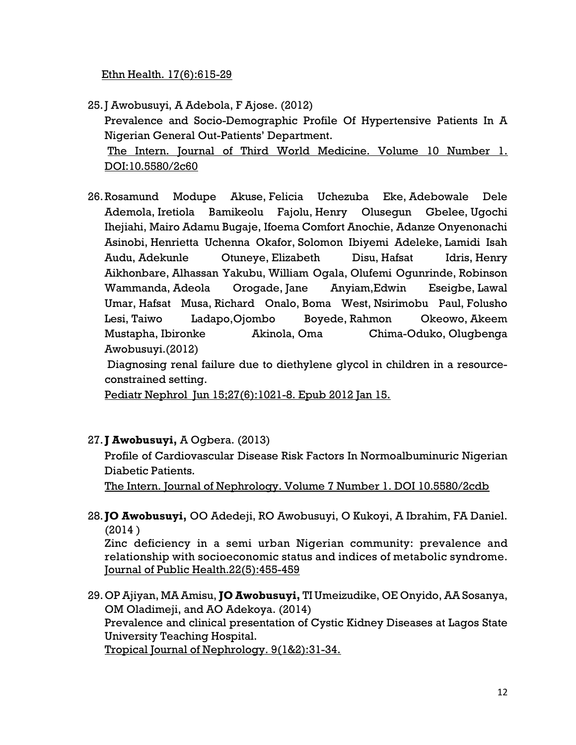Ethn Health. 17(6):615-29

25. J Awobusuyi, A Adebola, F Ajose. (2012)
    Prevalence and Socio-Demographic Profile Of Hypertensive Patients In A Nigerian General Out-Patients' Department.
    The Intern. Journal of Third World Medicine. Volume 10 Number 1. DOI:10.5580/2c60

26. Rosamund Modupe Akuse, Felicia Uchezuba Eke, Adebowale Dele Ademola, Iretiola Bamikeolu Fajolu, Henry Olusegun Gbelee, Ugochi Ihejiahi, Mairo Adamu Bugaje, Ifoema Comfort Anochie, Adanze Onyenonachi Asinobi, Henrietta Uchenna Okafor, Solomon Ibiyemi Adeleke, Lamidi Isah Audu, Adekunle Otuneye, Elizabeth Disu, Hafsat Idris, Henry Aikhonbare, Alhassan Yakubu, William Ogala, Olufemi Ogunrinde, Robinson Wammanda, Adeola Orogade, Jane Anyiam,Edwin Eseigbe, Lawal Umar, Hafsat Musa, Richard Onalo, Boma West, Nsirimobu Paul, Folusho Lesi, Taiwo Ladapo,Ojombo Boyede, Rahmon Okeowo, Akeem Mustapha, Ibironke Akinola, Oma Chima-Oduko, Olugbenga Awobusuyi.(2012)
    Diagnosing renal failure due to diethylene glycol in children in a resource-constrained setting.
    Pediatr Nephrol Jun 15;27(6):1021-8. Epub 2012 Jan 15.

27. **J Awobusuyi,** A Ogbera. (2013)
    Profile of Cardiovascular Disease Risk Factors In Normoalbuminuric Nigerian Diabetic Patients.
    The Intern. Journal of Nephrology. Volume 7 Number 1. DOI 10.5580/2cdb

28. **JO Awobusuyi,** OO Adedeji, RO Awobusuyi, O Kukoyi, A Ibrahim, FA Daniel. (2014 )
    Zinc deficiency in a semi urban Nigerian community: prevalence and relationship with socioeconomic status and indices of metabolic syndrome.
    Journal of Public Health.22(5):455-459

29. OP Ajiyan, MA Amisu, **JO Awobusuyi,** TI Umeizudike, OE Onyido, AA Sosanya, OM Oladimeji, and AO Adekoya. (2014)
    Prevalence and clinical presentation of Cystic Kidney Diseases at Lagos State University Teaching Hospital.
    Tropical Journal of Nephrology. 9(1&2):31-34.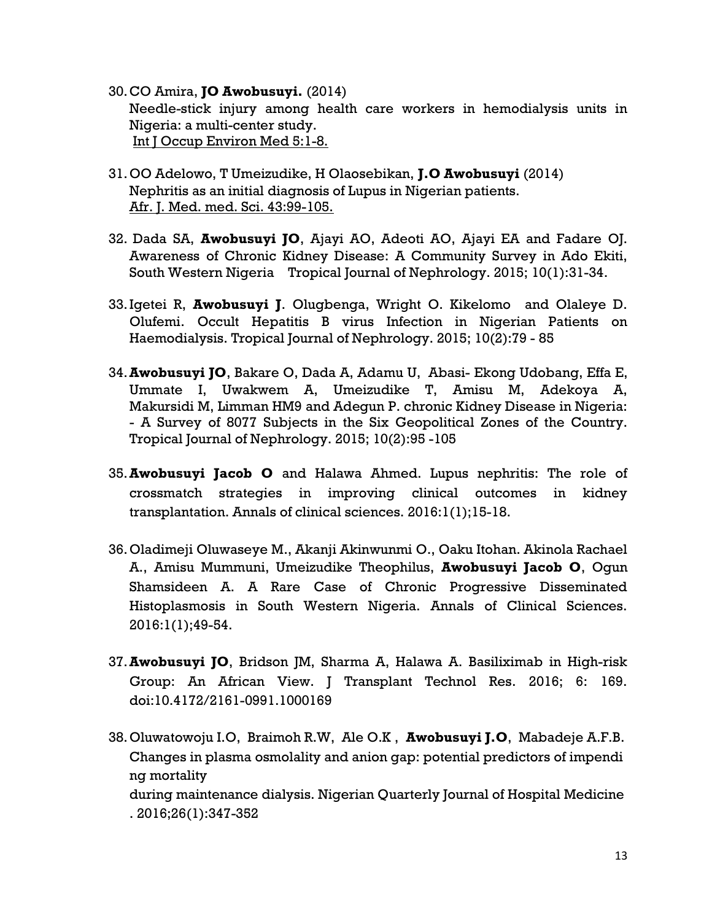30. CO Amira, **JO Awobusuyi.** (2014)
    Needle-stick injury among health care workers in hemodialysis units in Nigeria: a multi-center study.
    Int J Occup Environ Med 5:1-8.

31. OO Adelowo, T Umeizudike, H Olaosebikan, **J.O Awobusuyi** (2014)
    Nephritis as an initial diagnosis of Lupus in Nigerian patients.
    Afr. J. Med. med. Sci. 43:99-105.

32. Dada SA, **Awobusuyi JO**, Ajayi AO, Adeoti AO, Ajayi EA and Fadare OJ. Awareness of Chronic Kidney Disease: A Community Survey in Ado Ekiti, South Western Nigeria Tropical Journal of Nephrology. 2015; 10(1):31-34.

33. Igetei R, **Awobusuyi J**. Olugbenga, Wright O. Kikelomo and Olaleye D. Olufemi. Occult Hepatitis B virus Infection in Nigerian Patients on Haemodialysis. Tropical Journal of Nephrology. 2015; 10(2):79 - 85

34. **Awobusuyi JO**, Bakare O, Dada A, Adamu U, Abasi- Ekong Udobang, Effa E, Ummate I, Uwakwem A, Umeizudike T, Amisu M, Adekoya A, Makursidi M, Limman HM9 and Adegun P. chronic Kidney Disease in Nigeria: - A Survey of 8077 Subjects in the Six Geopolitical Zones of the Country. Tropical Journal of Nephrology. 2015; 10(2):95 -105

35. **Awobusuyi Jacob O** and Halawa Ahmed. Lupus nephritis: The role of crossmatch strategies in improving clinical outcomes in kidney transplantation. Annals of clinical sciences. 2016:1(1);15-18.

36. Oladimeji Oluwaseye M., Akanji Akinwunmi O., Oaku Itohan. Akinola Rachael A., Amisu Mummuni, Umeizudike Theophilus, **Awobusuyi Jacob O**, Ogun Shamsideen A. A Rare Case of Chronic Progressive Disseminated Histoplasmosis in South Western Nigeria. Annals of Clinical Sciences. 2016:1(1);49-54.

37. **Awobusuyi JO**, Bridson JM, Sharma A, Halawa A. Basiliximab in High-risk Group: An African View. J Transplant Technol Res. 2016; 6: 169. doi:10.4172/2161-0991.1000169

38. Oluwatowoju I.O, Braimoh R.W, Ale O.K , **Awobusuyi J.O**, Mabadeje A.F.B. Changes in plasma osmolality and anion gap: potential predictors of impendi ng mortality
    during maintenance dialysis. Nigerian Quarterly Journal of Hospital Medicine . 2016;26(1):347-352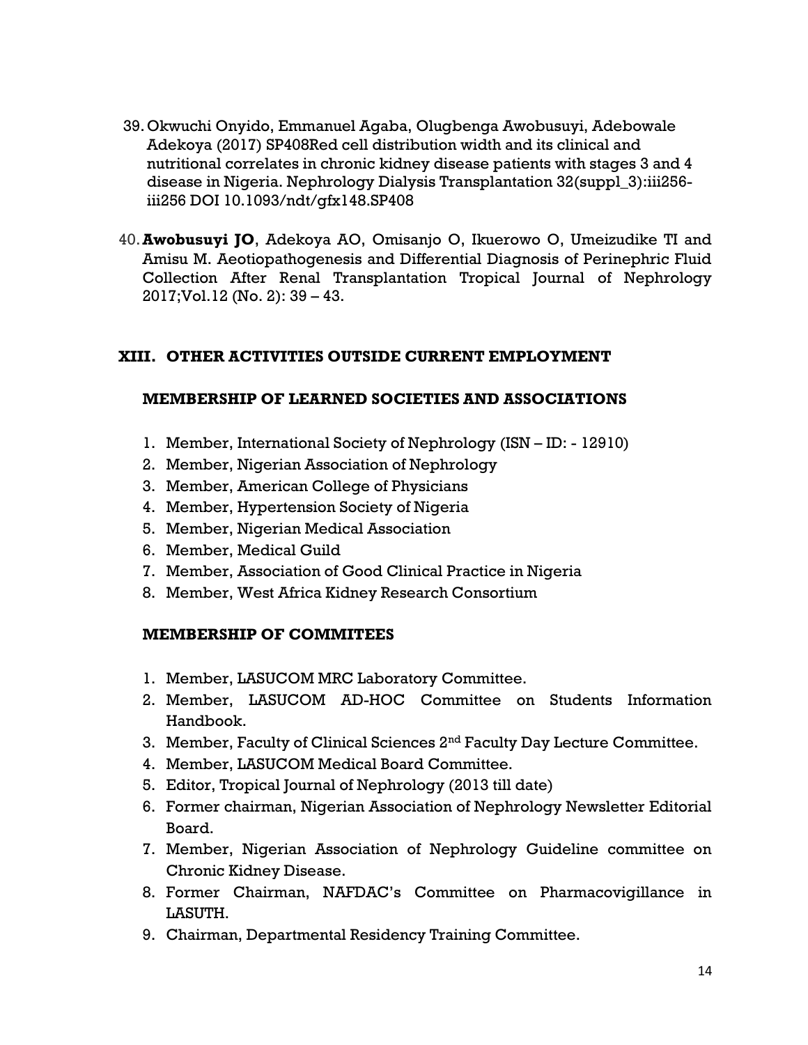39. Okwuchi Onyido, Emmanuel Agaba, Olugbenga Awobusuyi, Adebowale Adekoya (2017) SP408Red cell distribution width and its clinical and nutritional correlates in chronic kidney disease patients with stages 3 and 4 disease in Nigeria. Nephrology Dialysis Transplantation 32(suppl_3):iii256-iii256 DOI 10.1093/ndt/gfx148.SP408

40. **Awobusuyi JO**, Adekoya AO, Omisanjo O, Ikuerowo O, Umeizudike TI and Amisu M. Aeotiopathogenesis and Differential Diagnosis of Perinephric Fluid Collection After Renal Transplantation Tropical Journal of Nephrology 2017;Vol.12 (No. 2): 39 – 43.

## XIII. OTHER ACTIVITIES OUTSIDE CURRENT EMPLOYMENT

### MEMBERSHIP OF LEARNED SOCIETIES AND ASSOCIATIONS

1. Member, International Society of Nephrology (ISN – ID: - 12910)
2. Member, Nigerian Association of Nephrology
3. Member, American College of Physicians
4. Member, Hypertension Society of Nigeria
5. Member, Nigerian Medical Association
6. Member, Medical Guild
7. Member, Association of Good Clinical Practice in Nigeria
8. Member, West Africa Kidney Research Consortium

### MEMBERSHIP OF COMMITEES

1. Member, LASUCOM MRC Laboratory Committee.
2. Member, LASUCOM AD-HOC Committee on Students Information Handbook.
3. Member, Faculty of Clinical Sciences 2nd Faculty Day Lecture Committee.
4. Member, LASUCOM Medical Board Committee.
5. Editor, Tropical Journal of Nephrology (2013 till date)
6. Former chairman, Nigerian Association of Nephrology Newsletter Editorial Board.
7. Member, Nigerian Association of Nephrology Guideline committee on Chronic Kidney Disease.
8. Former Chairman, NAFDAC's Committee on Pharmacovigillance in LASUTH.
9. Chairman, Departmental Residency Training Committee.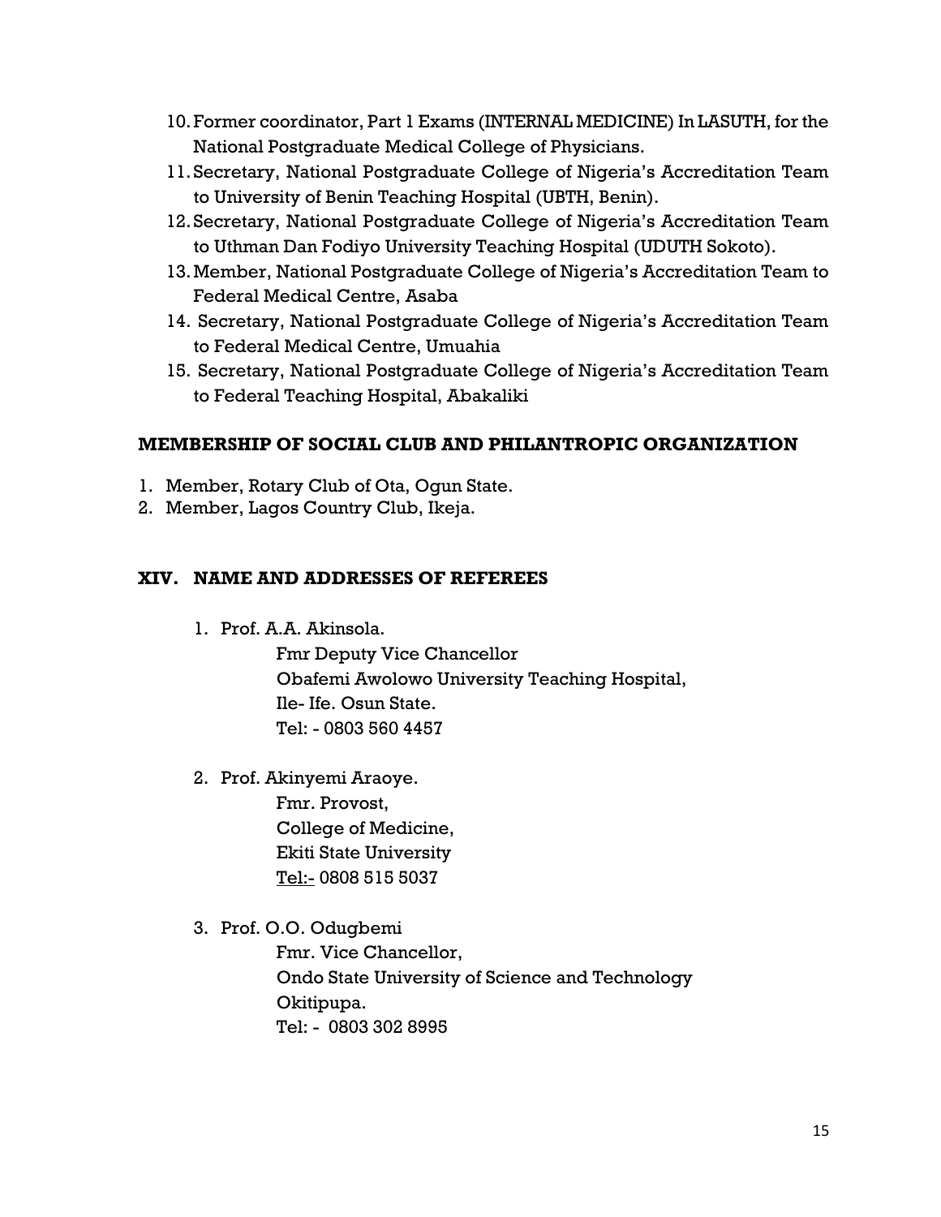10. Former coordinator, Part 1 Exams (INTERNAL MEDICINE) In LASUTH, for the National Postgraduate Medical College of Physicians.
11. Secretary, National Postgraduate College of Nigeria's Accreditation Team to University of Benin Teaching Hospital (UBTH, Benin).
12. Secretary, National Postgraduate College of Nigeria's Accreditation Team to Uthman Dan Fodiyo University Teaching Hospital (UDUTH Sokoto).
13. Member, National Postgraduate College of Nigeria's Accreditation Team to Federal Medical Centre, Asaba
14. Secretary, National Postgraduate College of Nigeria's Accreditation Team to Federal Medical Centre, Umuahia
15. Secretary, National Postgraduate College of Nigeria's Accreditation Team to Federal Teaching Hospital, Abakaliki

### MEMBERSHIP OF SOCIAL CLUB AND PHILANTROPIC ORGANIZATION

1. Member, Rotary Club of Ota, Ogun State.
2. Member, Lagos Country Club, Ikeja.

## XIV. NAME AND ADDRESSES OF REFEREES

1. Prof. A.A. Akinsola.
   Fmr Deputy Vice Chancellor
   Obafemi Awolowo University Teaching Hospital,
   Ile- Ife. Osun State.
   Tel: - 0803 560 4457

2. Prof. Akinyemi Araoye.
   Fmr. Provost,
   College of Medicine,
   Ekiti State University
   Tel:- 0808 515 5037

3. Prof. O.O. Odugbemi
   Fmr. Vice Chancellor,
   Ondo State University of Science and Technology
   Okitipupa.
   Tel: - 0803 302 8995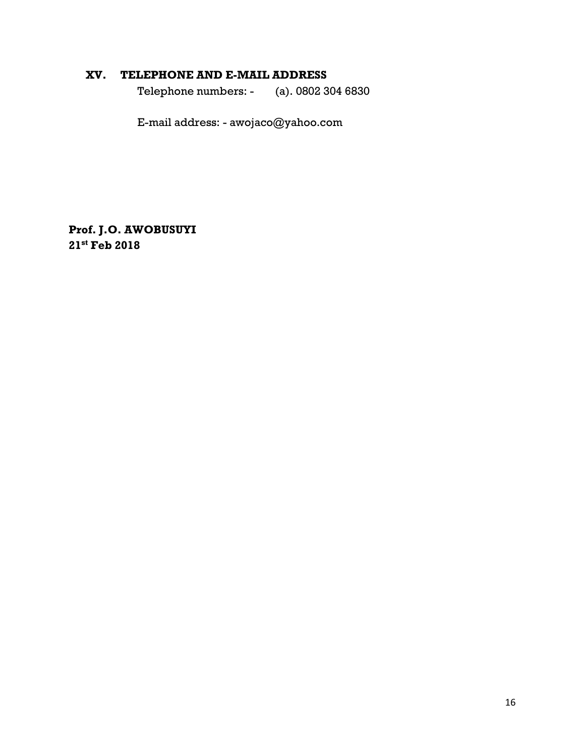## XV. TELEPHONE AND E-MAIL ADDRESS

Telephone numbers: - (a). 0802 304 6830

E-mail address: - awojaco@yahoo.com

**Prof. J.O. AWOBUSUYI**
**21st Feb 2018**